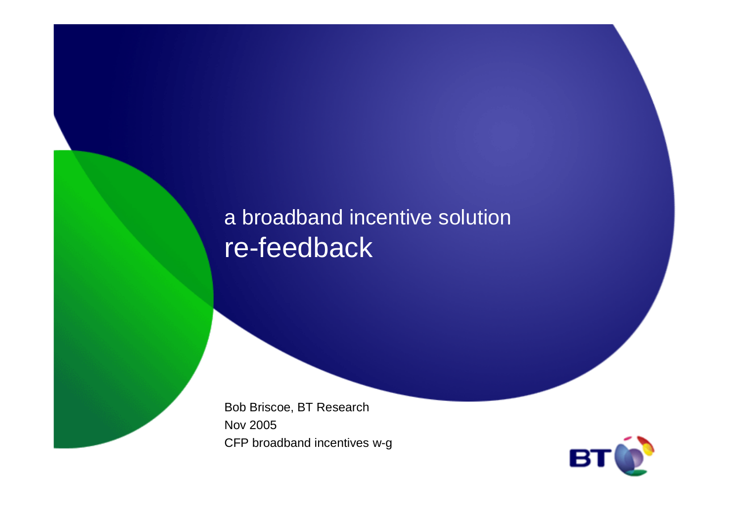a broadband incentive solution

# re-feedback

Bob Briscoe, BT Research

Nov 2005

CFP broadband incentives w-g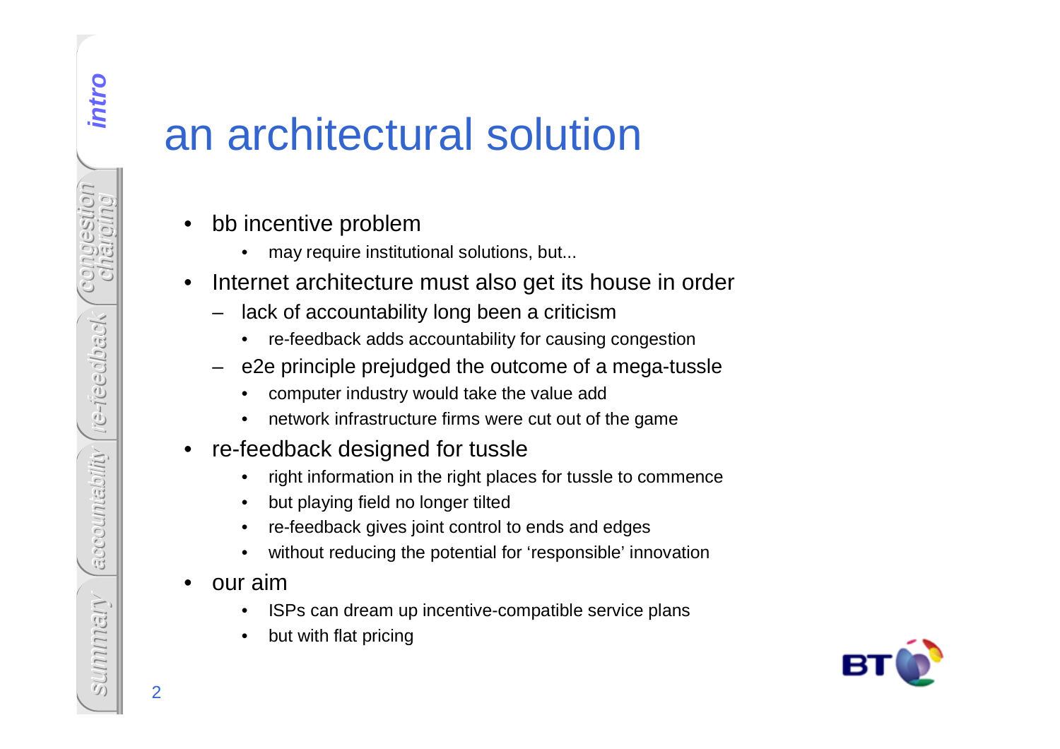# an architectural solution

- bb incentive problem
  - may require institutional solutions, but...
- Internet architecture must also get its house in order
  - lack of accountability long been a criticism
    - re-feedback adds accountability for causing congestion
  - e2e principle prejudged the outcome of a mega-tussle
    - computer industry would take the value add
    - network infrastructure firms were cut out of the game
- re-feedback designed for tussle
  - right information in the right places for tussle to commence
  - but playing field no longer tilted
  - re-feedback gives joint control to ends and edges
  - without reducing the potential for 'responsible' innovation
- our aim
  - ISPs can dream up incentive-compatible service plans
  - but with flat pricing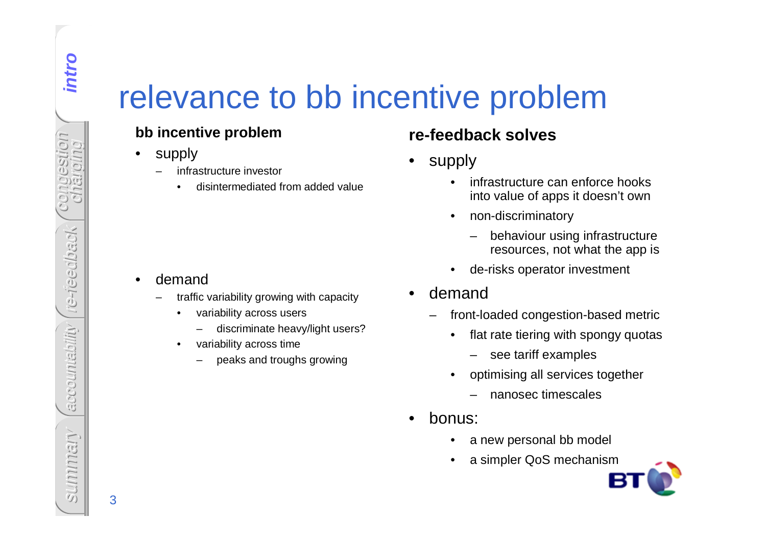# relevance to bb incentive problem

**bb incentive problem**

- supply
  - infrastructure investor
    - disintermediated from added value
- demand
  - traffic variability growing with capacity
    - variability across users
      - discriminate heavy/light users?
    - variability across time
      - peaks and troughs growing

**re-feedback solves**

- supply
  - infrastructure can enforce hooks into value of apps it doesn't own
  - non-discriminatory
    - behaviour using infrastructure resources, not what the app is
  - de-risks operator investment
- demand
  - front-loaded congestion-based metric
    - flat rate tiering with spongy quotas
      - see tariff examples
    - optimising all services together
      - nanosec timescales
- bonus:
  - a new personal bb model
  - a simpler QoS mechanism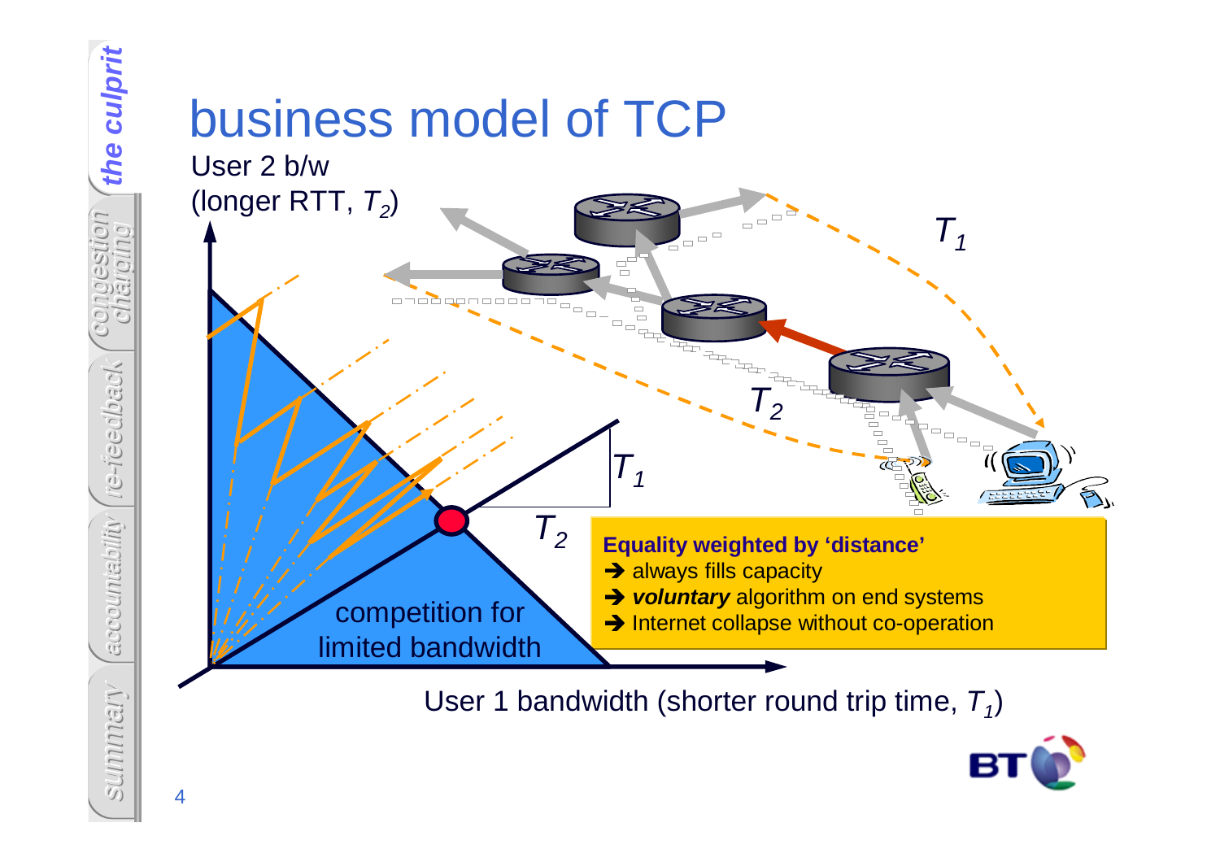# business model of TCP

User 2 b/w (longer RTT, $T_2$)

$T_1$

$T_2$

$T_1$

$T_2$

competition for limited bandwidth

User 1 bandwidth (shorter round trip time, $T_1$)

**Equality weighted by 'distance'**

➔ always fills capacity

➔ ***voluntary*** algorithm on end systems

➔ Internet collapse without co-operation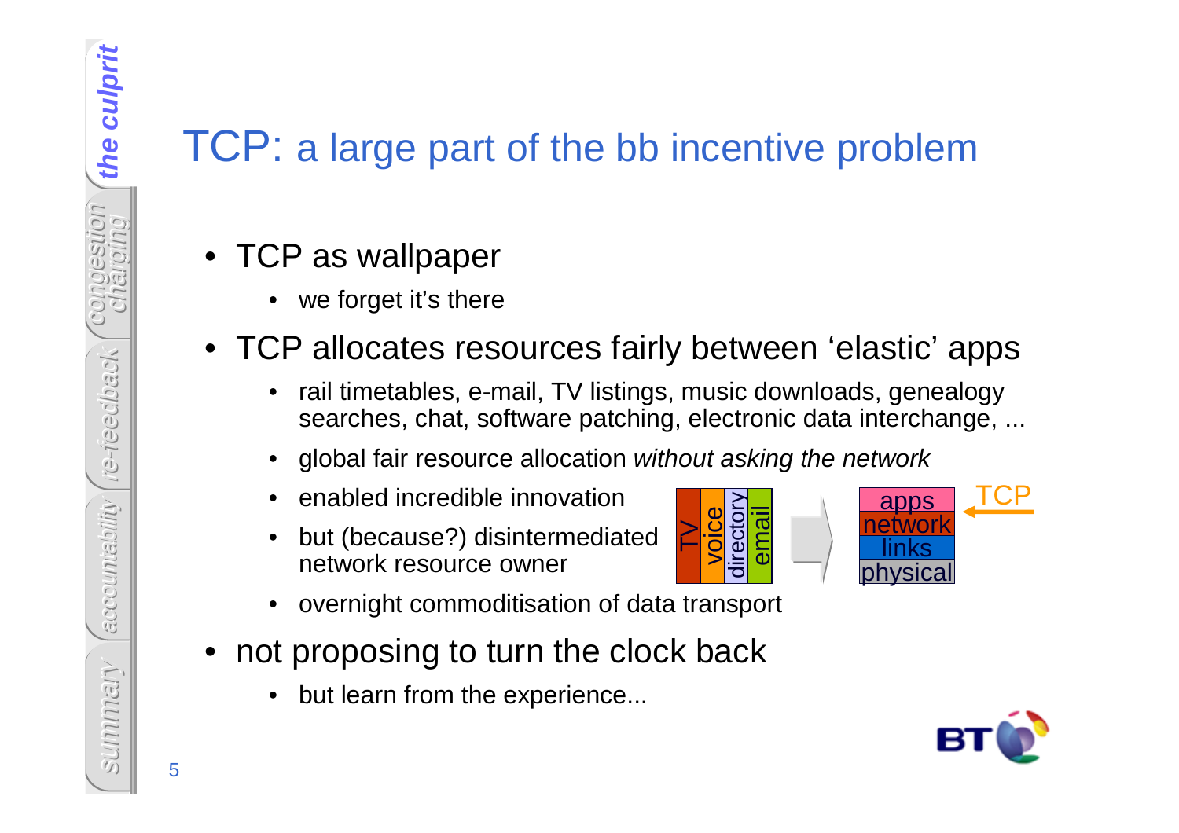# TCP: a large part of the bb incentive problem

- TCP as wallpaper
  - we forget it's there
- TCP allocates resources fairly between 'elastic' apps
  - rail timetables, e-mail, TV listings, music downloads, genealogy searches, chat, software patching, electronic data interchange, ...
  - global fair resource allocation *without asking the network*
  - enabled incredible innovation
  - but (because?) disintermediated network resource owner
  - overnight commoditisation of data transport
- not proposing to turn the clock back
  - but learn from the experience...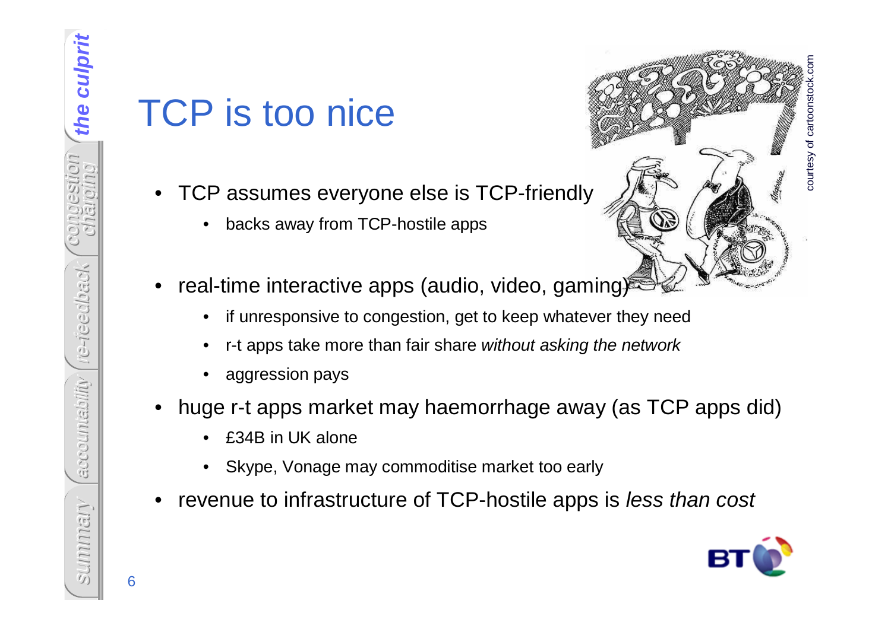# TCP is too nice

- TCP assumes everyone else is TCP-friendly
  - backs away from TCP-hostile apps
- real-time interactive apps (audio, video, gaming)
  - if unresponsive to congestion, get to keep whatever they need
  - r-t apps take more than fair share *without asking the network*
  - aggression pays
- huge r-t apps market may haemorrhage away (as TCP apps did)
  - £34B in UK alone
  - Skype, Vonage may commoditise market too early
- revenue to infrastructure of TCP-hostile apps is *less than cost*

courtesy of cartoonstock.com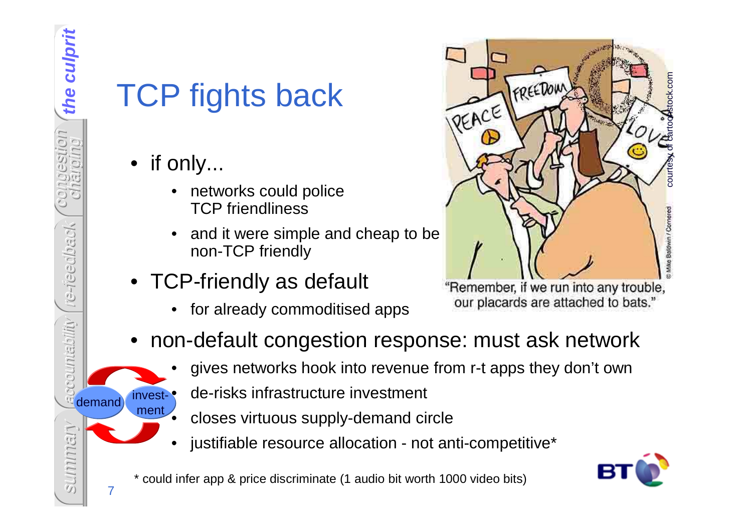# TCP fights back

- if only...
  - networks could police TCP friendliness
  - and it were simple and cheap to be non-TCP friendly
- TCP-friendly as default
  - for already commoditised apps

"Remember, if we run into any trouble, our placards are attached to bats."

courtesy of cartoonstock.com

- non-default congestion response: must ask network
  - gives networks hook into revenue from r-t apps they don't own
  - de-risks infrastructure investment
  - closes virtuous supply-demand circle
  - justifiable resource allocation - not anti-competitive*

demand — invest-ment

* could infer app & price discriminate (1 audio bit worth 1000 video bits)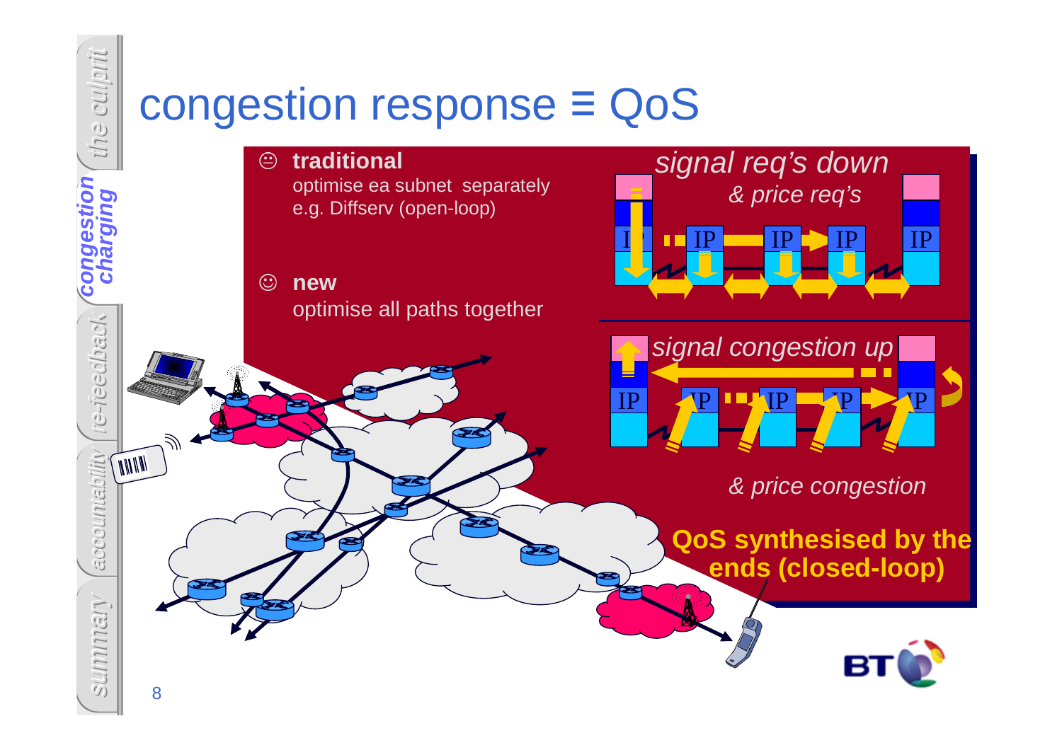# congestion response ≡ QoS

☹ **traditional**
optimise ea subnet separately
e.g. Diffserv (open-loop)

☺ **new**
optimise all paths together

*signal req's down*
*& price req's*

*signal congestion up*
*& price congestion*

**QoS synthesised by the ends (closed-loop)**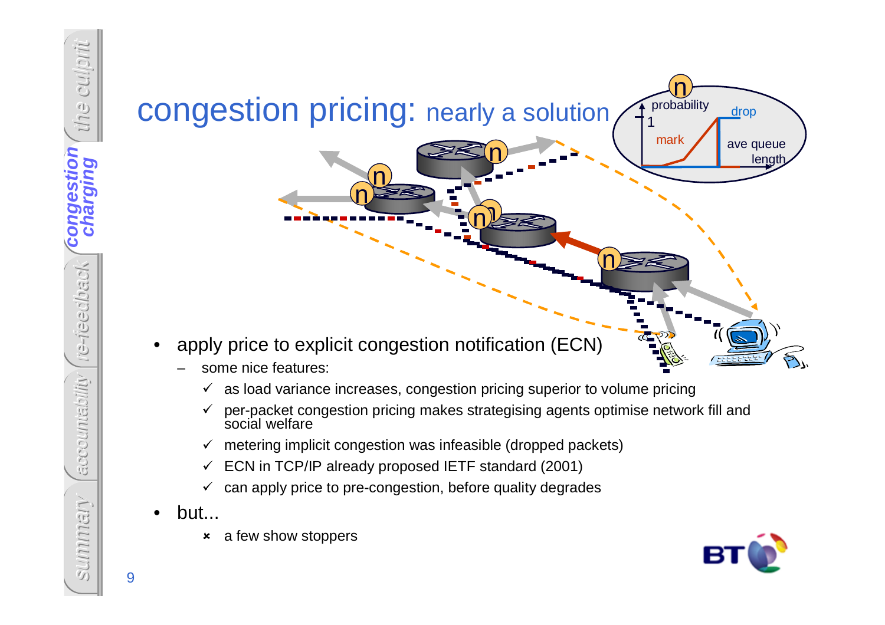# congestion pricing: nearly a solution

- apply price to explicit congestion notification (ECN)
  - some nice features:
    - ✓ as load variance increases, congestion pricing superior to volume pricing
    - ✓ per-packet congestion pricing makes strategising agents optimise network fill and social welfare
    - ✓ metering implicit congestion was infeasible (dropped packets)
    - ✓ ECN in TCP/IP already proposed IETF standard (2001)
    - ✓ can apply price to pre-congestion, before quality degrades
- but...
  - ✗ a few show stoppers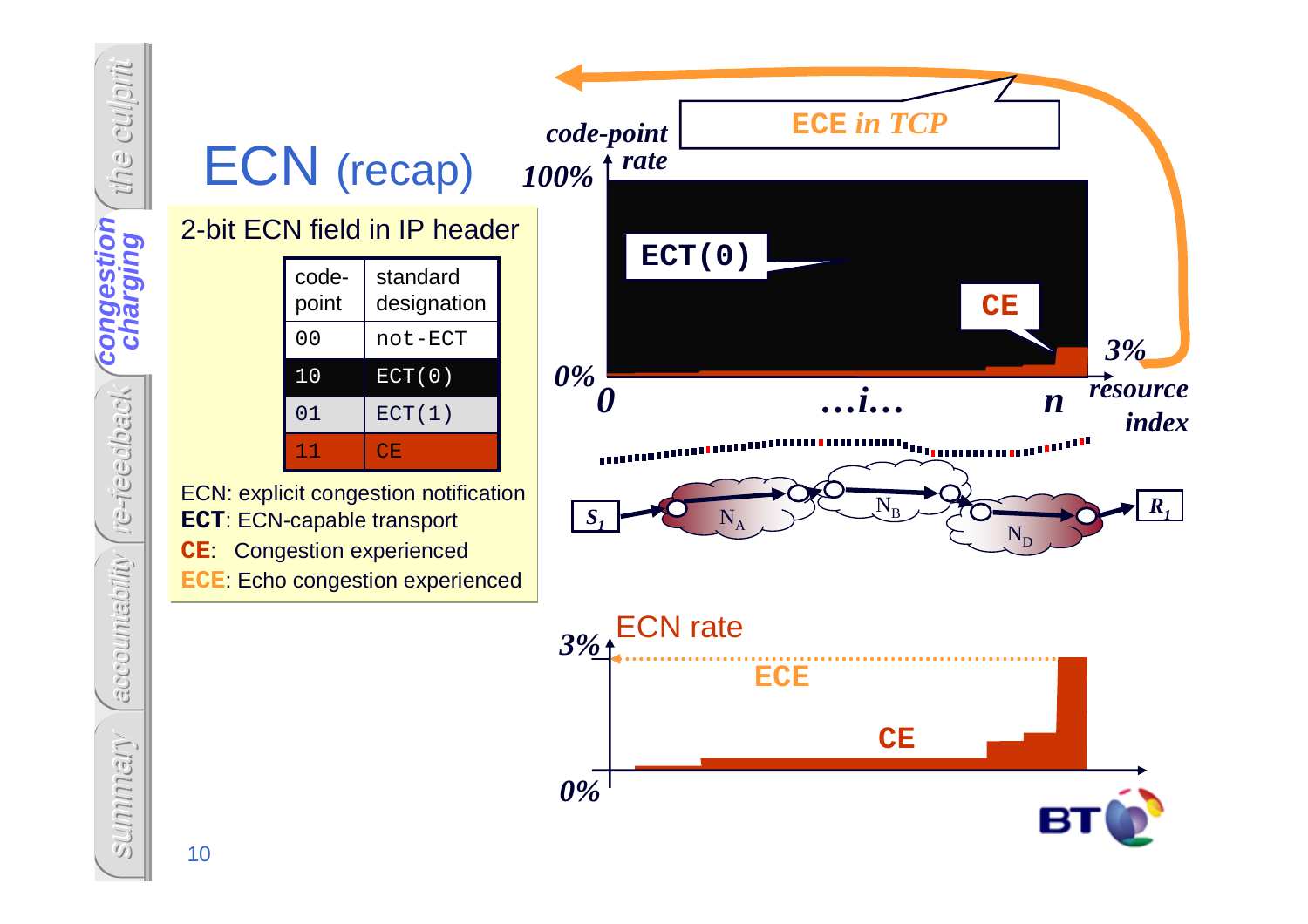# ECN (recap)

2-bit ECN field in IP header

| code-point | standard designation |
|---|---|
| 00 | not-ECT |
| 10 | ECT(0) |
| 01 | ECT(1) |
| 11 | CE |

ECN: explicit congestion notification
**ECT**: ECN-capable transport
**CE**: Congestion experienced
**ECE**: Echo congestion experienced

ECE *in TCP*

*code-point rate*

100%

ECT(0)

CE

3%

0%

0 …i… n *resource index*

$S_1$ $N_A$ $N_B$ $N_D$ $R_1$

ECN rate

3%

ECE

CE

0%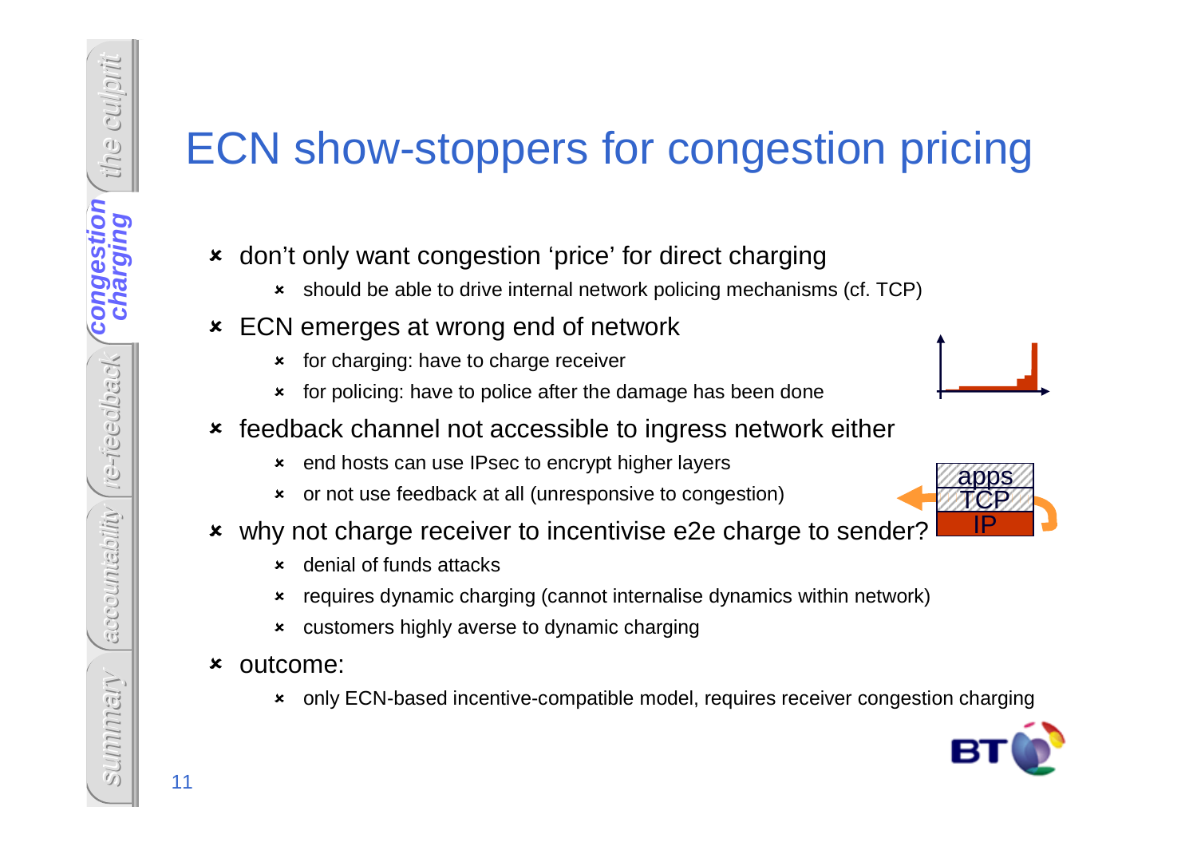# ECN show-stoppers for congestion pricing

- don't only want congestion 'price' for direct charging
  - should be able to drive internal network policing mechanisms (cf. TCP)
- ECN emerges at wrong end of network
  - for charging: have to charge receiver
  - for policing: have to police after the damage has been done
- feedback channel not accessible to ingress network either
  - end hosts can use IPsec to encrypt higher layers
  - or not use feedback at all (unresponsive to congestion)
- why not charge receiver to incentivise e2e charge to sender?
  - denial of funds attacks
  - requires dynamic charging (cannot internalise dynamics within network)
  - customers highly averse to dynamic charging
- outcome:
  - only ECN-based incentive-compatible model, requires receiver congestion charging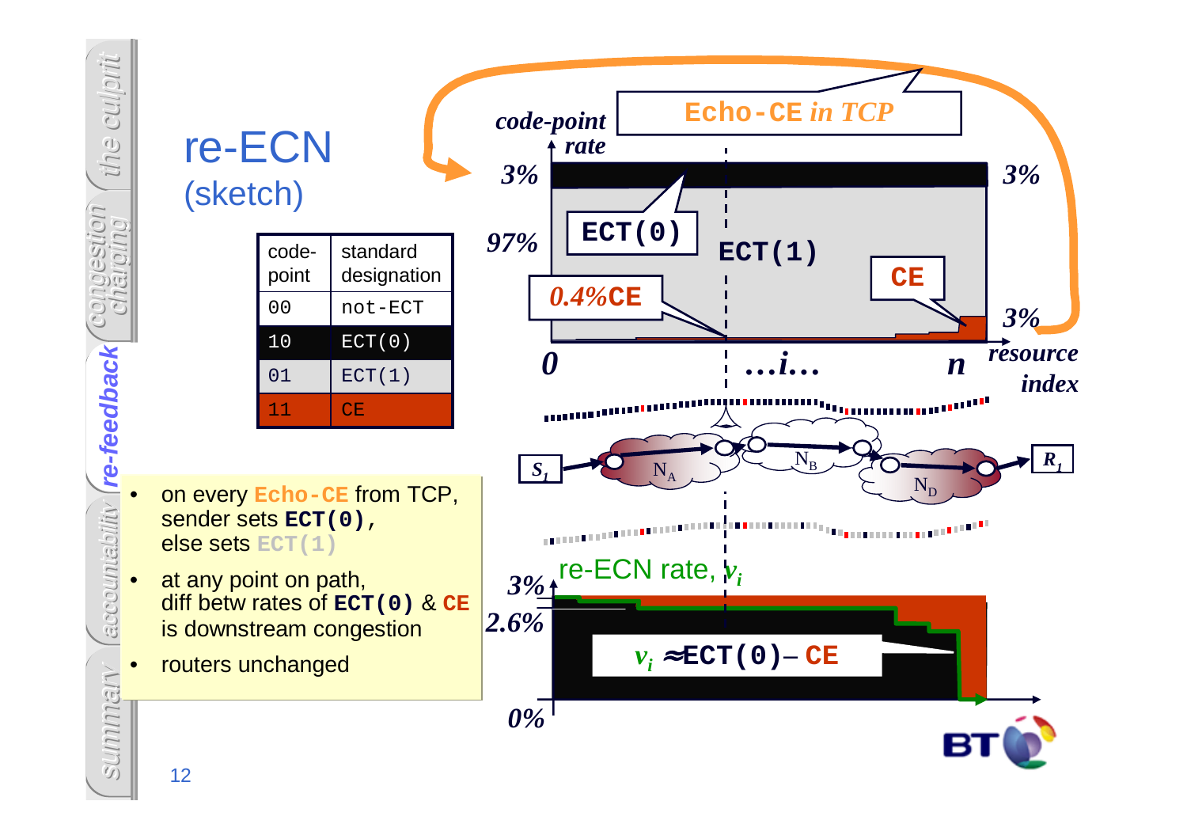# re-ECN

## (sketch)

| code-point | standard designation |
|---|---|
| 00 | not-ECT |
| 10 | ECT(0) |
| 01 | ECT(1) |
| 11 | CE |

- on every Echo-CE from TCP, sender sets **ECT(0)**, else sets ECT(1)
- at any point on path, diff betw rates of **ECT(0)** & **CE** is downstream congestion
- routers unchanged

Echo-CE *in TCP*

*code-point rate*

*3%* ECT(0) *3%*

*97%* ECT(1)

*0.4%*CE CE *3%*

*0* *…i…* *n* *resource index*

$S_1$ $N_A$ $N_B$ $N_D$ $R_1$

re-ECN rate, $v_i$

*3%* *2.6%* *0%*

$v_i \approx$ ECT(0) – CE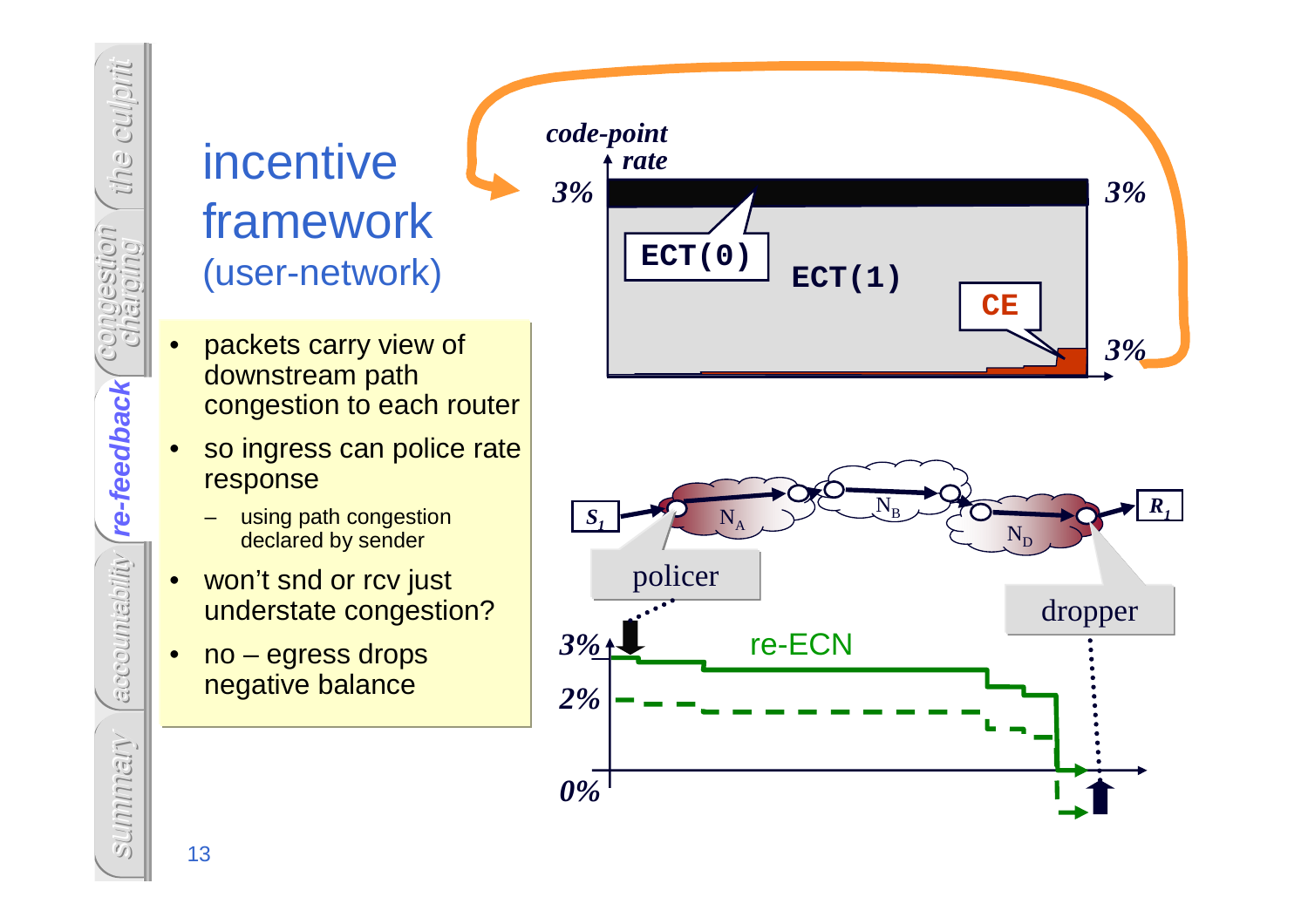# incentive framework
## (user-network)

- packets carry view of downstream path congestion to each router
- so ingress can police rate response
  - using path congestion declared by sender
- won't snd or rcv just understate congestion?
- no – egress drops negative balance

code-point rate

3% 3% 3%

ECT(0) ECT(1) CE

$S_1$ $N_A$ $N_B$ $N_D$ $R_1$

policer dropper

re-ECN

3% 2% 0%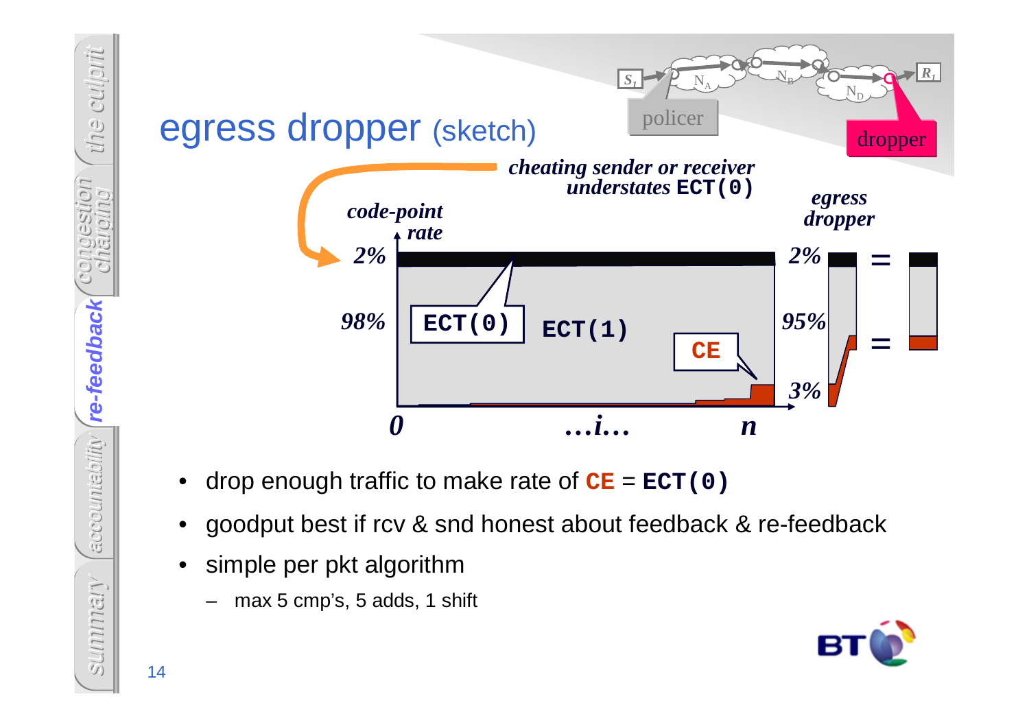# egress dropper (sketch)

$S_1$ → $N_A$ → $N_B$ → $N_D$ → $R_1$

policer

dropper

*cheating sender or receiver understates* **ECT(0)**

*code-point rate*

*egress dropper*

2% ECT(0)

98% ECT(1)

CE

2% = 

95% =

3%

0 …i… n

- drop enough traffic to make rate of **CE** = **ECT(0)**
- goodput best if rcv & snd honest about feedback & re-feedback
- simple per pkt algorithm
  - max 5 cmp's, 5 adds, 1 shift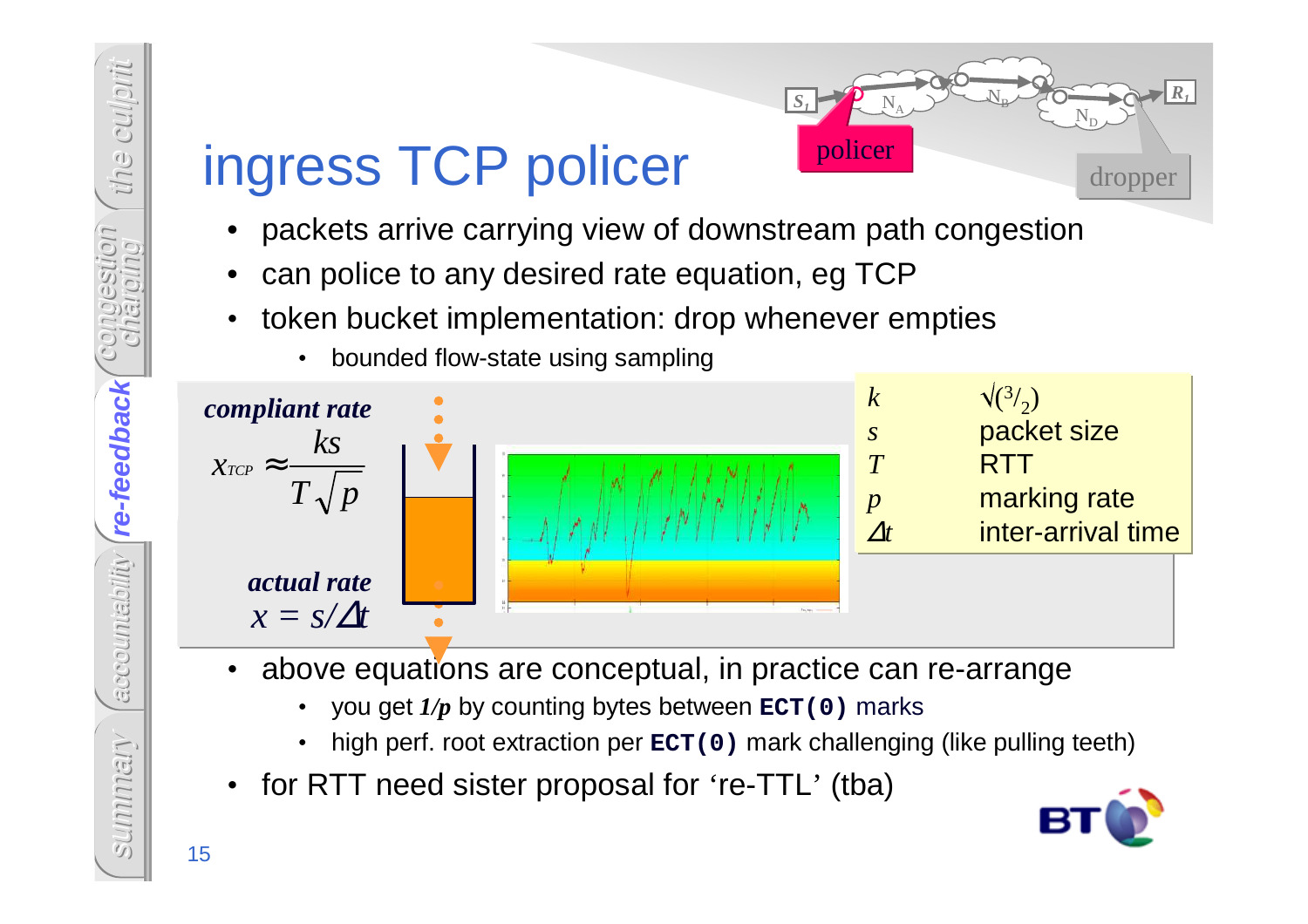# ingress TCP policer

- packets arrive carrying view of downstream path congestion
- can police to any desired rate equation, eg TCP
- token bucket implementation: drop whenever empties
  - bounded flow-state using sampling

***compliant rate***

$$x_{TCP} \approx \frac{ks}{T\sqrt{p}}$$

***actual rate***

$$x = s/\Delta t$$

| | |
|---|---|
| $k$ | $\sqrt{(^3/_2)}$ |
| $s$ | packet size |
| $T$ | RTT |
| $p$ | marking rate |
| $\Delta t$ | inter-arrival time |

- above equations are conceptual, in practice can re-arrange
  - you get $1/p$ by counting bytes between **`ECT(0)`** marks
  - high perf. root extraction per **`ECT(0)`** mark challenging (like pulling teeth)
- for RTT need sister proposal for 're-TTL' (tba)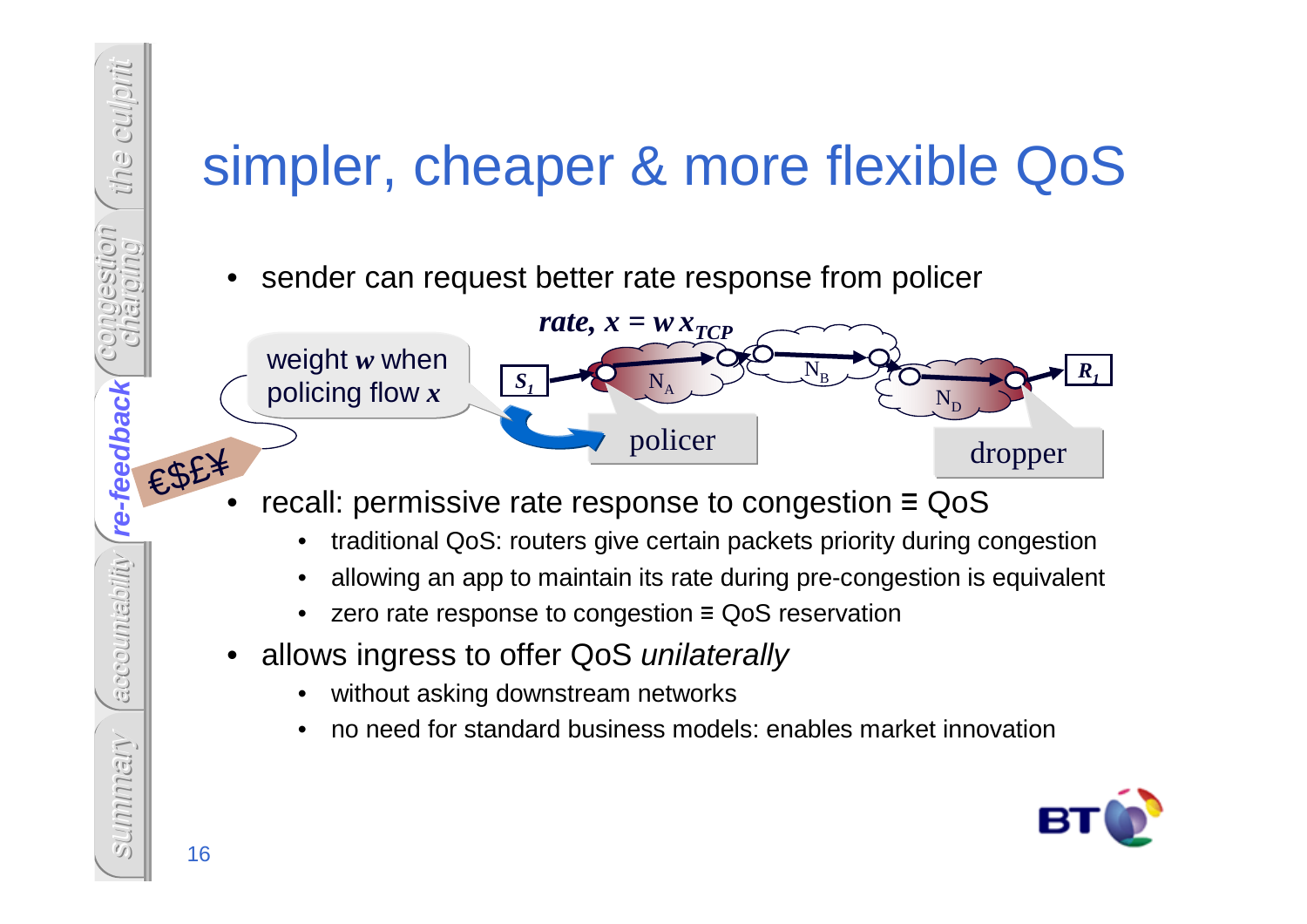# simpler, cheaper & more flexible QoS

- sender can request better rate response from policer

weight $w$ when policing flow $x$

rate, $x = w\, x_{TCP}$

$S_1$ → $N_A$ → $N_B$ → $N_D$ → $R_1$

policer

dropper

- recall: permissive rate response to congestion ≡ QoS
  - traditional QoS: routers give certain packets priority during congestion
  - allowing an app to maintain its rate during pre-congestion is equivalent
  - zero rate response to congestion ≡ QoS reservation
- allows ingress to offer QoS *unilaterally*
  - without asking downstream networks
  - no need for standard business models: enables market innovation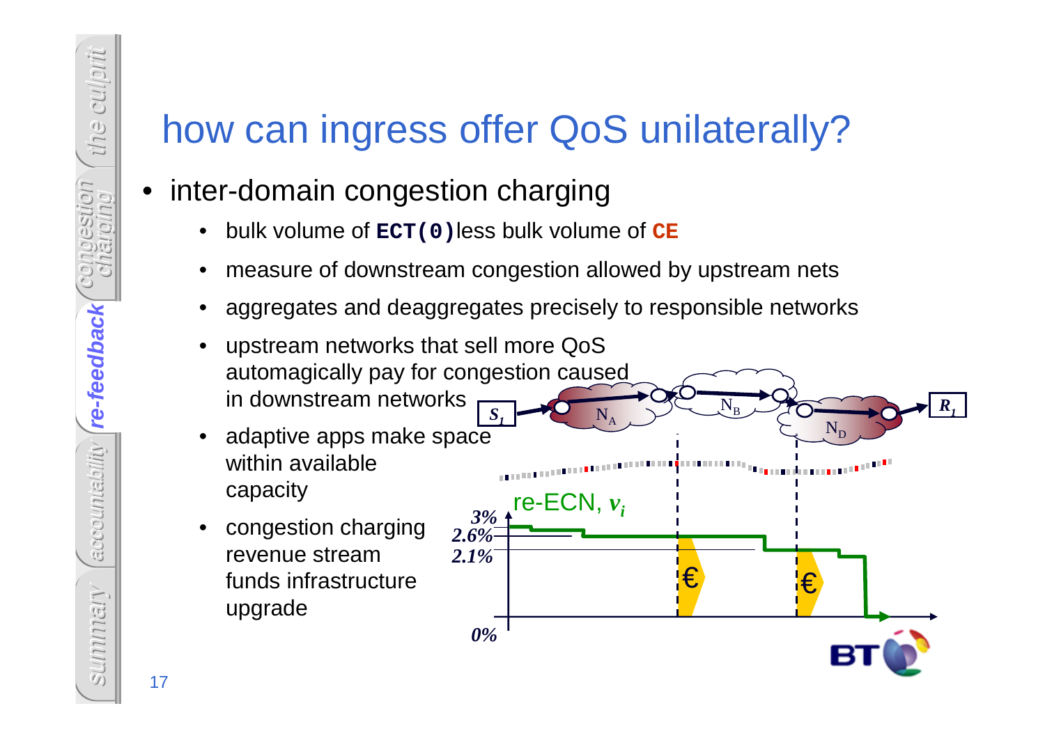# how can ingress offer QoS unilaterally?

- inter-domain congestion charging
  - bulk volume of **ECT(0)** less bulk volume of **CE**
  - measure of downstream congestion allowed by upstream nets
  - aggregates and deaggregates precisely to responsible networks
  - upstream networks that sell more QoS automagically pay for congestion caused in downstream networks
  - adaptive apps make space within available capacity
  - congestion charging revenue stream funds infrastructure upgrade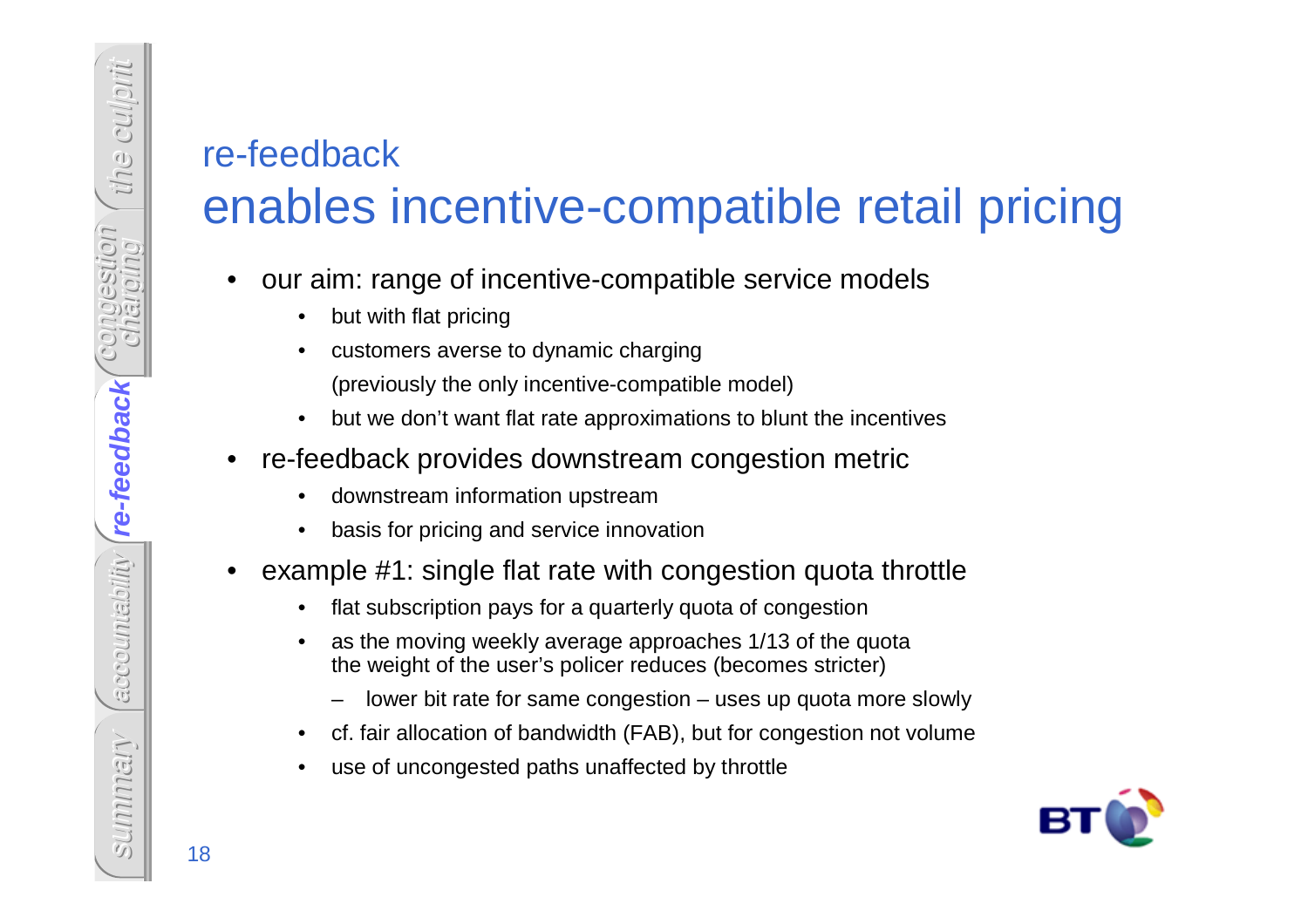## re-feedback
# enables incentive-compatible retail pricing

- our aim: range of incentive-compatible service models
  - but with flat pricing
  - customers averse to dynamic charging
    (previously the only incentive-compatible model)
  - but we don't want flat rate approximations to blunt the incentives
- re-feedback provides downstream congestion metric
  - downstream information upstream
  - basis for pricing and service innovation
- example #1: single flat rate with congestion quota throttle
  - flat subscription pays for a quarterly quota of congestion
  - as the moving weekly average approaches 1/13 of the quota
    the weight of the user's policer reduces (becomes stricter)
    - lower bit rate for same congestion – uses up quota more slowly
  - cf. fair allocation of bandwidth (FAB), but for congestion not volume
  - use of uncongested paths unaffected by throttle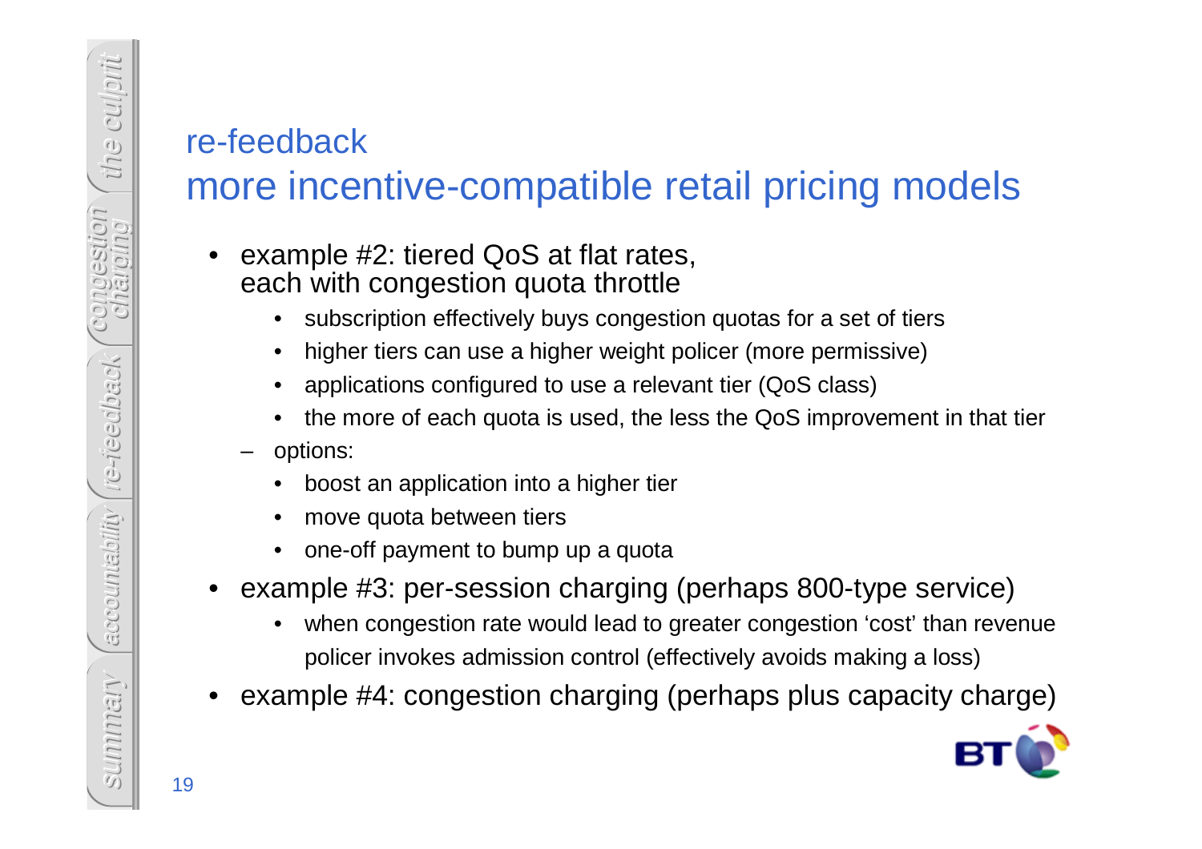## re-feedback
# more incentive-compatible retail pricing models

- example #2: tiered QoS at flat rates, each with congestion quota throttle
  - subscription effectively buys congestion quotas for a set of tiers
  - higher tiers can use a higher weight policer (more permissive)
  - applications configured to use a relevant tier (QoS class)
  - the more of each quota is used, the less the QoS improvement in that tier
  - options:
    - boost an application into a higher tier
    - move quota between tiers
    - one-off payment to bump up a quota
- example #3: per-session charging (perhaps 800-type service)
  - when congestion rate would lead to greater congestion 'cost' than revenue policer invokes admission control (effectively avoids making a loss)
- example #4: congestion charging (perhaps plus capacity charge)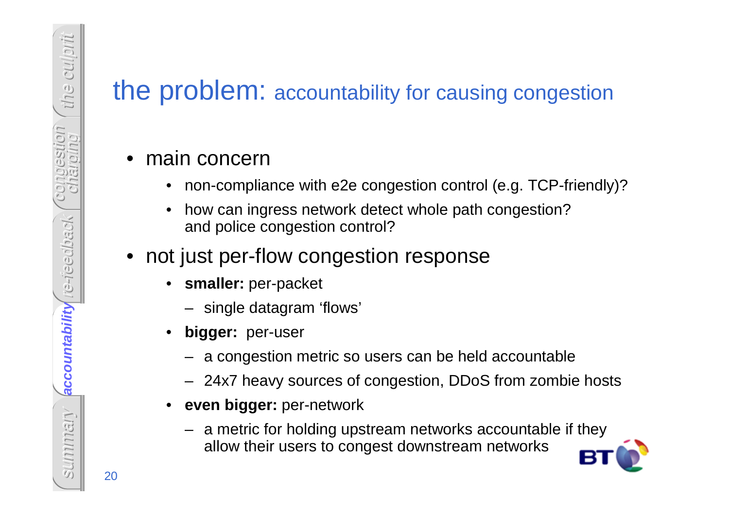# the problem: accountability for causing congestion

- main concern
  - non-compliance with e2e congestion control (e.g. TCP-friendly)?
  - how can ingress network detect whole path congestion?
    and police congestion control?
- not just per-flow congestion response
  - **smaller:** per-packet
    - single datagram 'flows'
  - **bigger:** per-user
    - a congestion metric so users can be held accountable
    - 24x7 heavy sources of congestion, DDoS from zombie hosts
  - **even bigger:** per-network
    - a metric for holding upstream networks accountable if they allow their users to congest downstream networks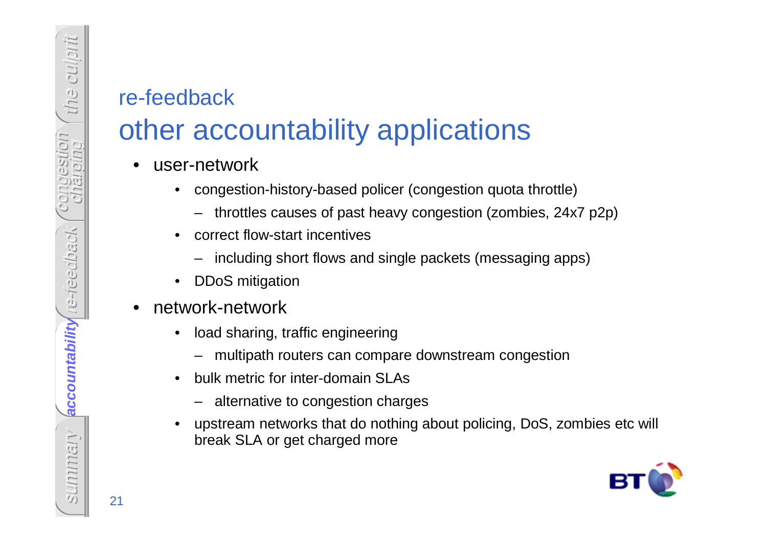## re-feedback

# other accountability applications

- user-network
  - congestion-history-based policer (congestion quota throttle)
    - throttles causes of past heavy congestion (zombies, 24x7 p2p)
  - correct flow-start incentives
    - including short flows and single packets (messaging apps)
  - DDoS mitigation
- network-network
  - load sharing, traffic engineering
    - multipath routers can compare downstream congestion
  - bulk metric for inter-domain SLAs
    - alternative to congestion charges
  - upstream networks that do nothing about policing, DoS, zombies etc will break SLA or get charged more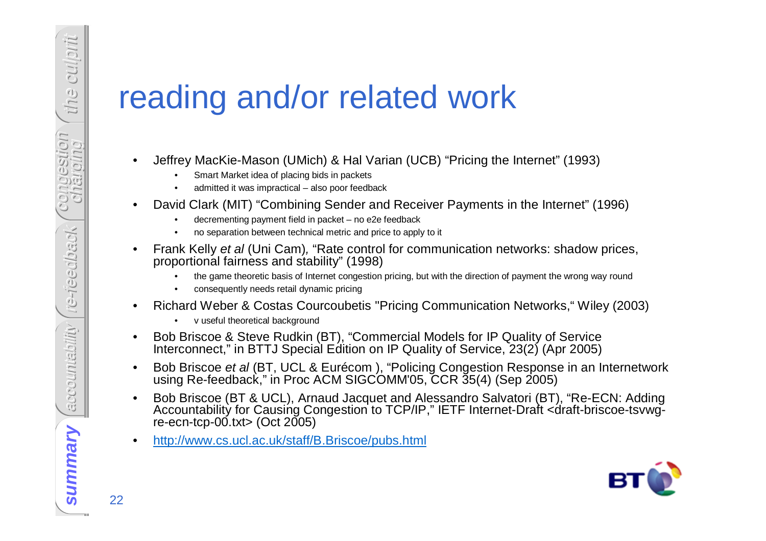# reading and/or related work

- Jeffrey MacKie-Mason (UMich) & Hal Varian (UCB) "Pricing the Internet" (1993)
  - Smart Market idea of placing bids in packets
  - admitted it was impractical – also poor feedback
- David Clark (MIT) "Combining Sender and Receiver Payments in the Internet" (1996)
  - decrementing payment field in packet – no e2e feedback
  - no separation between technical metric and price to apply to it
- Frank Kelly *et al* (Uni Cam), "Rate control for communication networks: shadow prices, proportional fairness and stability" (1998)
  - the game theoretic basis of Internet congestion pricing, but with the direction of payment the wrong way round
  - consequently needs retail dynamic pricing
- Richard Weber & Costas Courcoubetis "Pricing Communication Networks," Wiley (2003)
  - v useful theoretical background
- Bob Briscoe & Steve Rudkin (BT), "Commercial Models for IP Quality of Service Interconnect," in BTTJ Special Edition on IP Quality of Service, 23(2) (Apr 2005)
- Bob Briscoe *et al* (BT, UCL & Eurécom ), "Policing Congestion Response in an Internetwork using Re-feedback," in Proc ACM SIGCOMM'05, CCR 35(4) (Sep 2005)
- Bob Briscoe (BT & UCL), Arnaud Jacquet and Alessandro Salvatori (BT), "Re-ECN: Adding Accountability for Causing Congestion to TCP/IP," IETF Internet-Draft <draft-briscoe-tsvwg-re-ecn-tcp-00.txt> (Oct 2005)
- http://www.cs.ucl.ac.uk/staff/B.Briscoe/pubs.html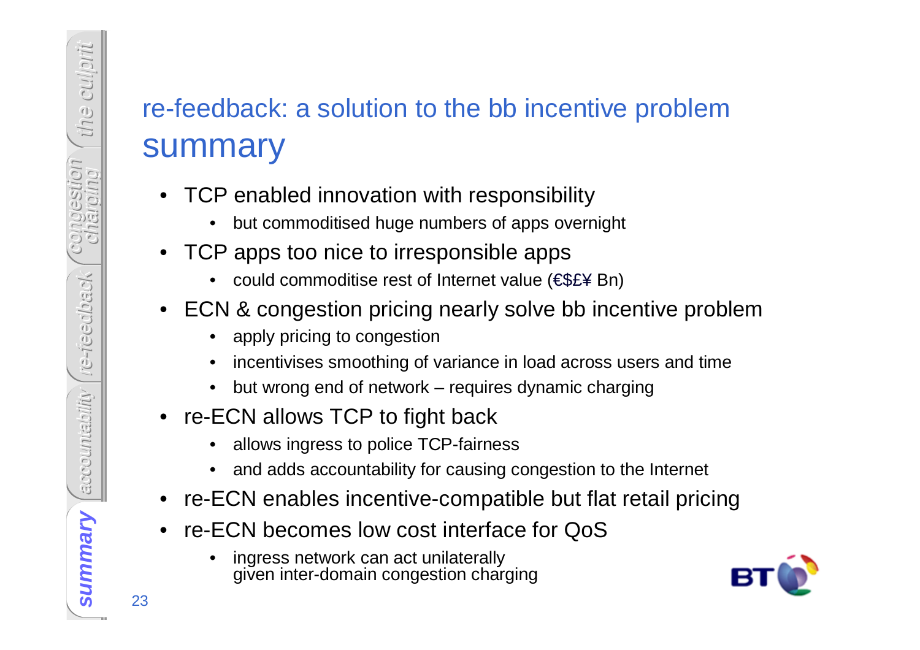# re-feedback: a solution to the bb incentive problem
## summary

- TCP enabled innovation with responsibility
  - but commoditised huge numbers of apps overnight
- TCP apps too nice to irresponsible apps
  - could commoditise rest of Internet value (€$£¥ Bn)
- ECN & congestion pricing nearly solve bb incentive problem
  - apply pricing to congestion
  - incentivises smoothing of variance in load across users and time
  - but wrong end of network – requires dynamic charging
- re-ECN allows TCP to fight back
  - allows ingress to police TCP-fairness
  - and adds accountability for causing congestion to the Internet
- re-ECN enables incentive-compatible but flat retail pricing
- re-ECN becomes low cost interface for QoS
  - ingress network can act unilaterally given inter-domain congestion charging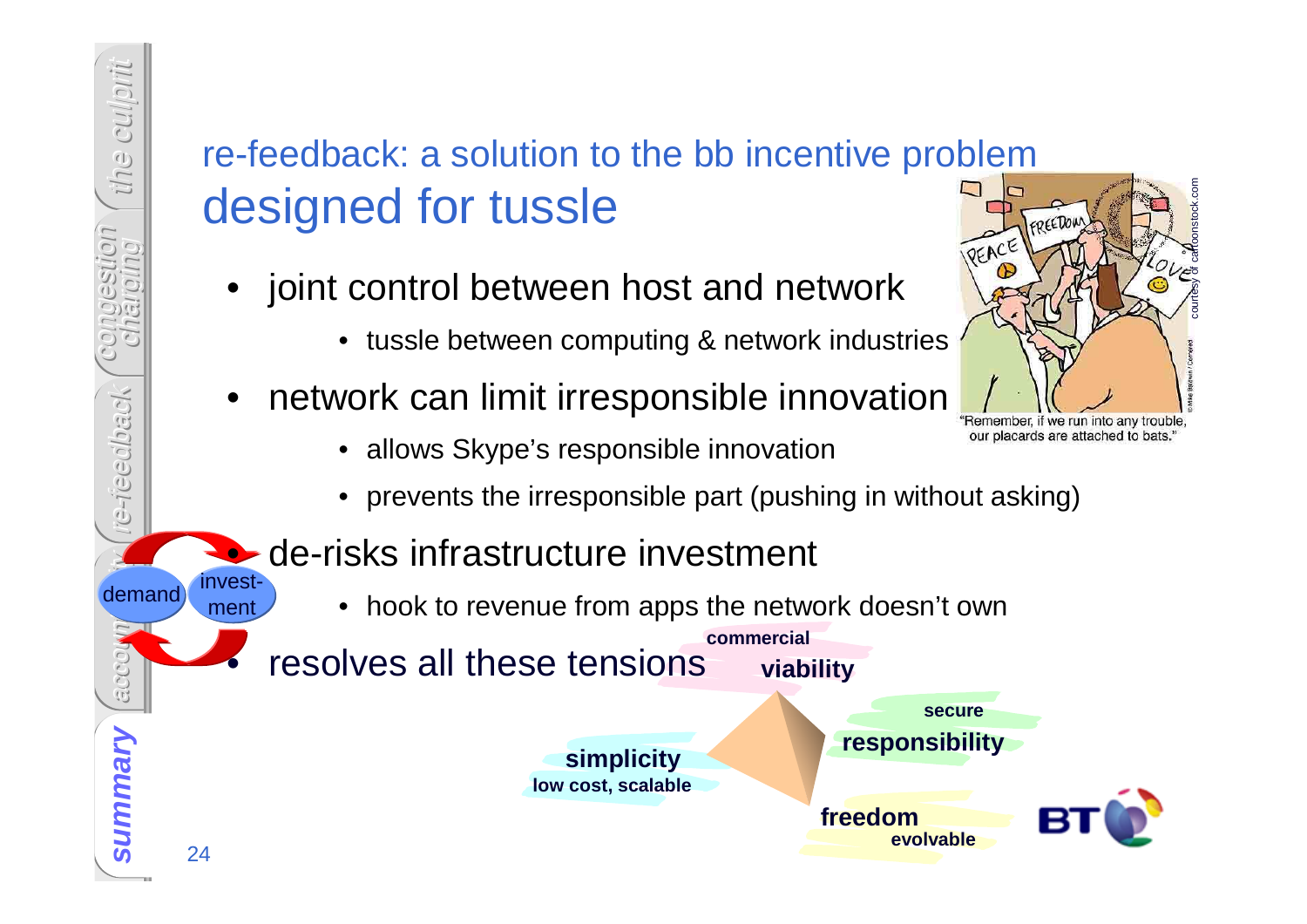## re-feedback: a solution to the bb incentive problem

# designed for tussle

- joint control between host and network
  - tussle between computing & network industries
- network can limit irresponsible innovation
  - allows Skype's responsible innovation
  - prevents the irresponsible part (pushing in without asking)
- de-risks infrastructure investment
  - hook to revenue from apps the network doesn't own
- resolves all these tensions

"Remember, if we run into any trouble, our placards are attached to bats."

commercial **viability**

secure **responsibility**

**simplicity** low cost, scalable

**freedom** evolvable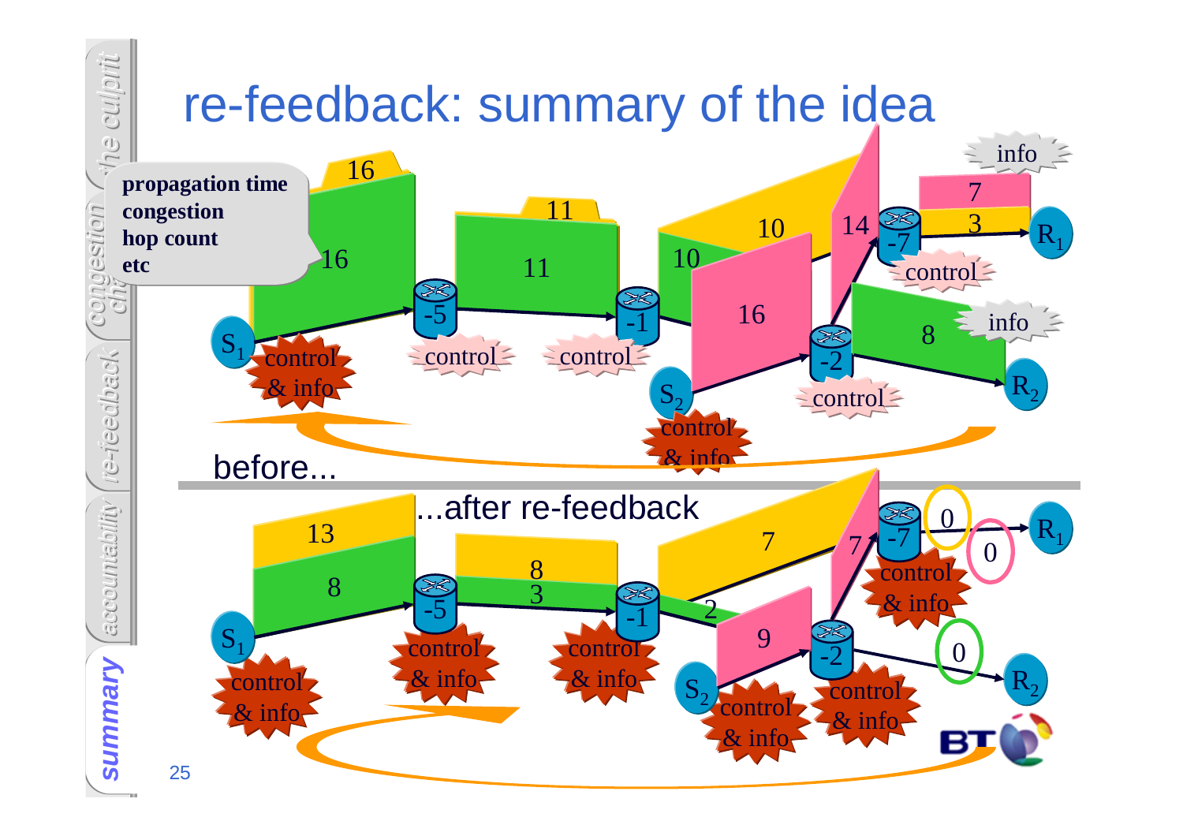# re-feedback: summary of the idea

**propagation time**
**congestion**
**hop count**
**etc**

before...

...after re-feedback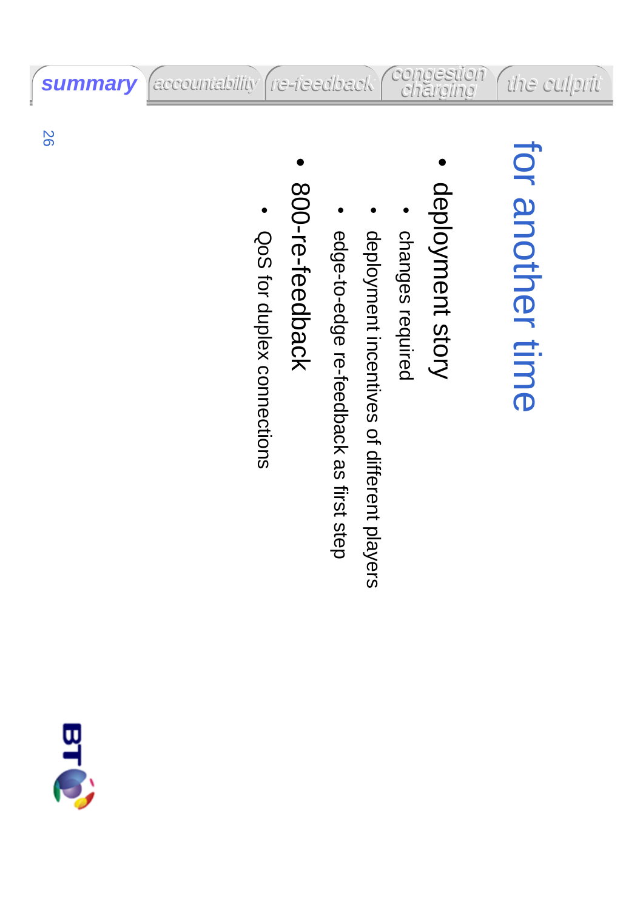# for another time

- deployment story
  - changes required
  - deployment incentives of different players
  - edge-to-edge re-feedback as first step
- 800-re-feedback
  - QoS for duplex connections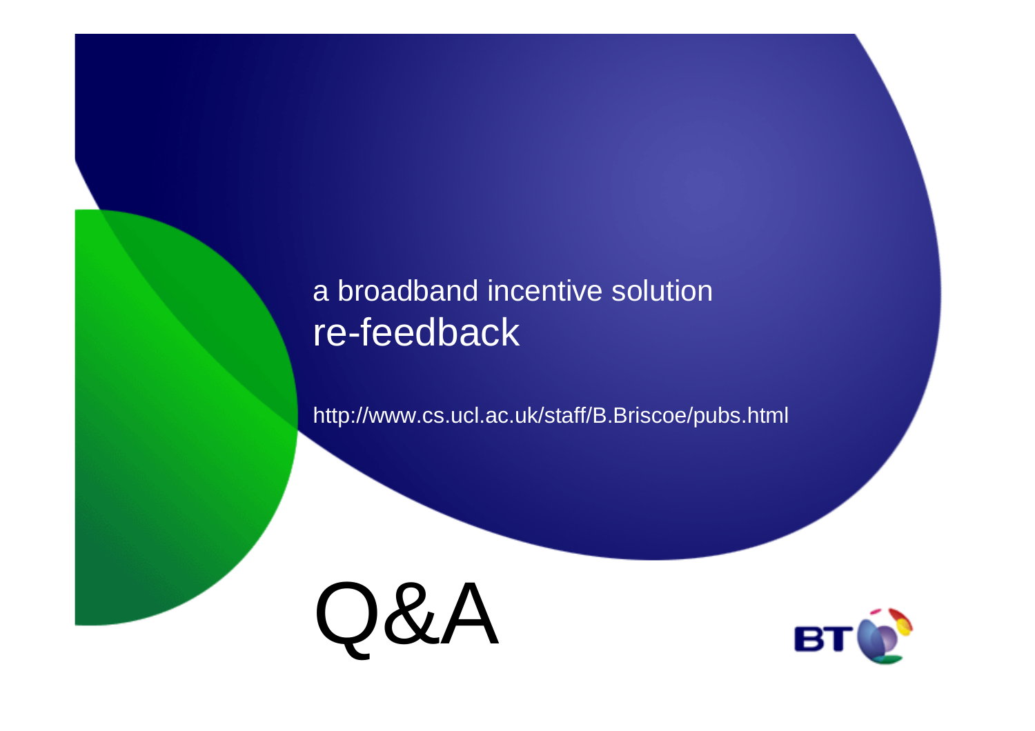a broadband incentive solution

# re-feedback

http://www.cs.ucl.ac.uk/staff/B.Briscoe/pubs.html

# Q&A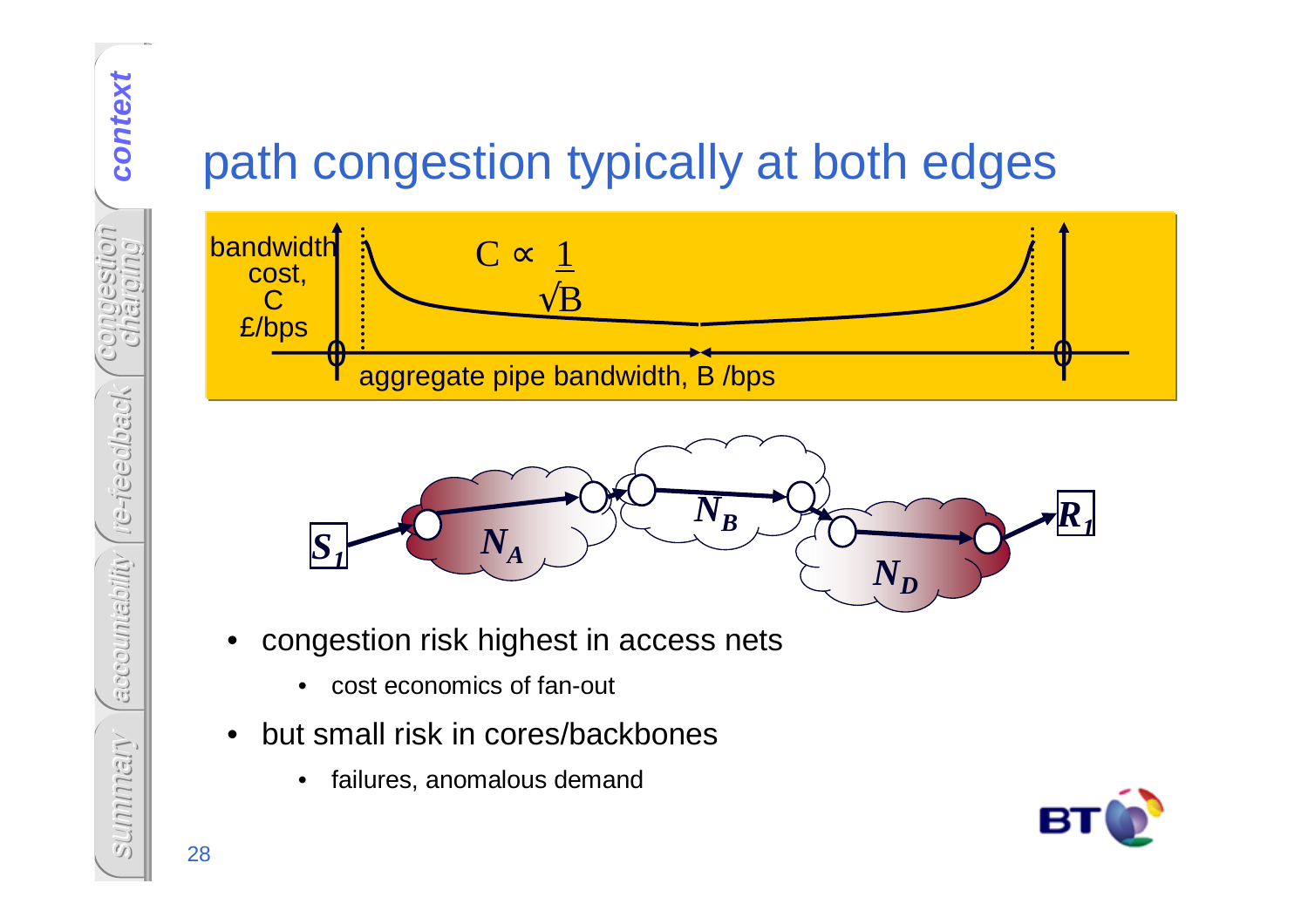# path congestion typically at both edges

bandwidth cost, C £/bps

$$C \propto \frac{1}{\sqrt{B}}$$

aggregate pipe bandwidth, B /bps

$S_1$ — $N_A$ — $N_B$ — $N_D$ — $R_1$

- congestion risk highest in access nets
  - cost economics of fan-out
- but small risk in cores/backbones
  - failures, anomalous demand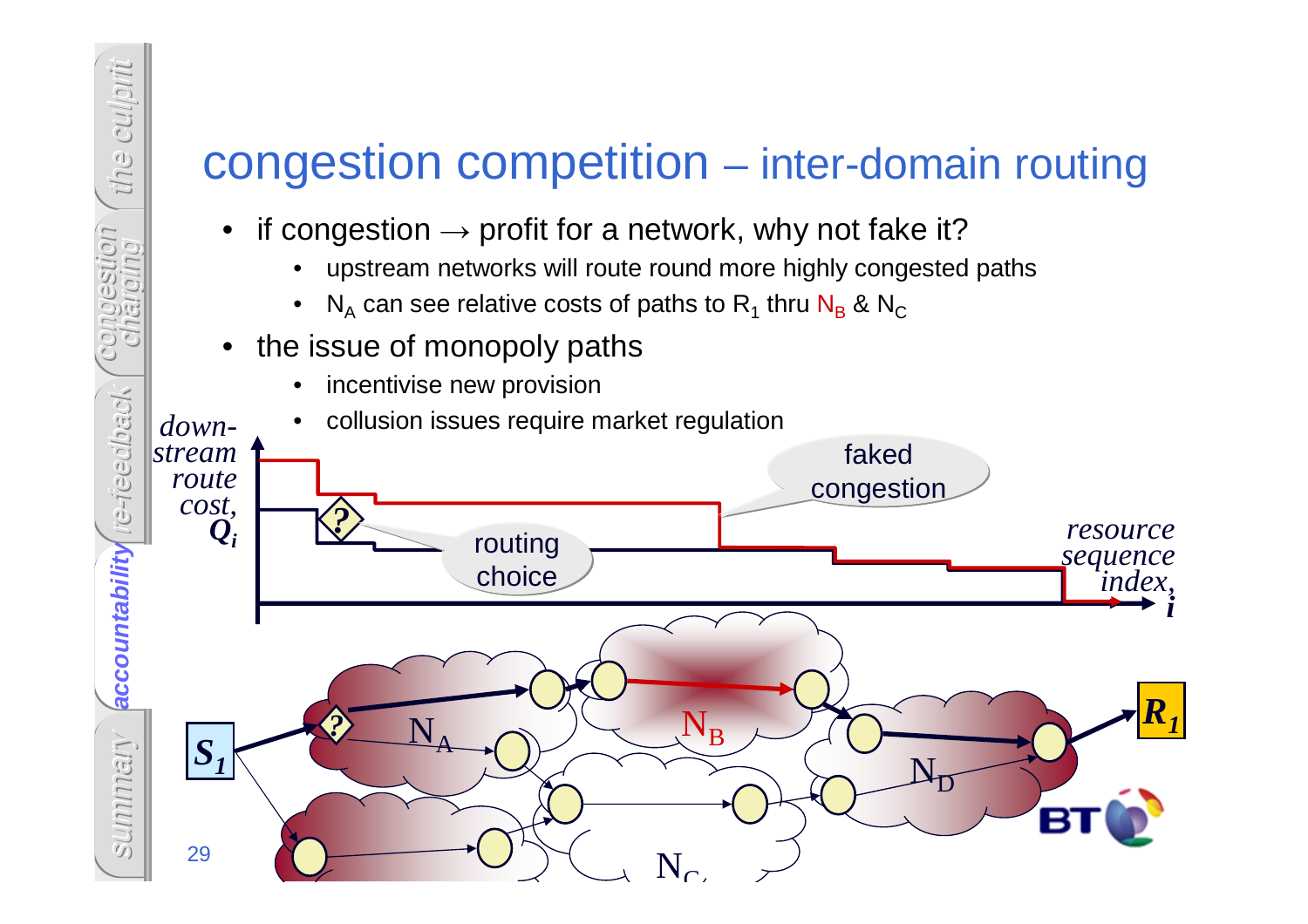# congestion competition – inter-domain routing

- if congestion → profit for a network, why not fake it?
  - upstream networks will route round more highly congested paths
  - $N_A$ can see relative costs of paths to $R_1$ thru $N_B$ & $N_C$
- the issue of monopoly paths
  - incentivise new provision
  - collusion issues require market regulation

*down-stream route cost, $Q_i$*

faked congestion

?

routing choice

*resource sequence index, $i$*

$S_1$

?

$N_A$

$N_B$

$N_C$

$N_D$

$R_1$